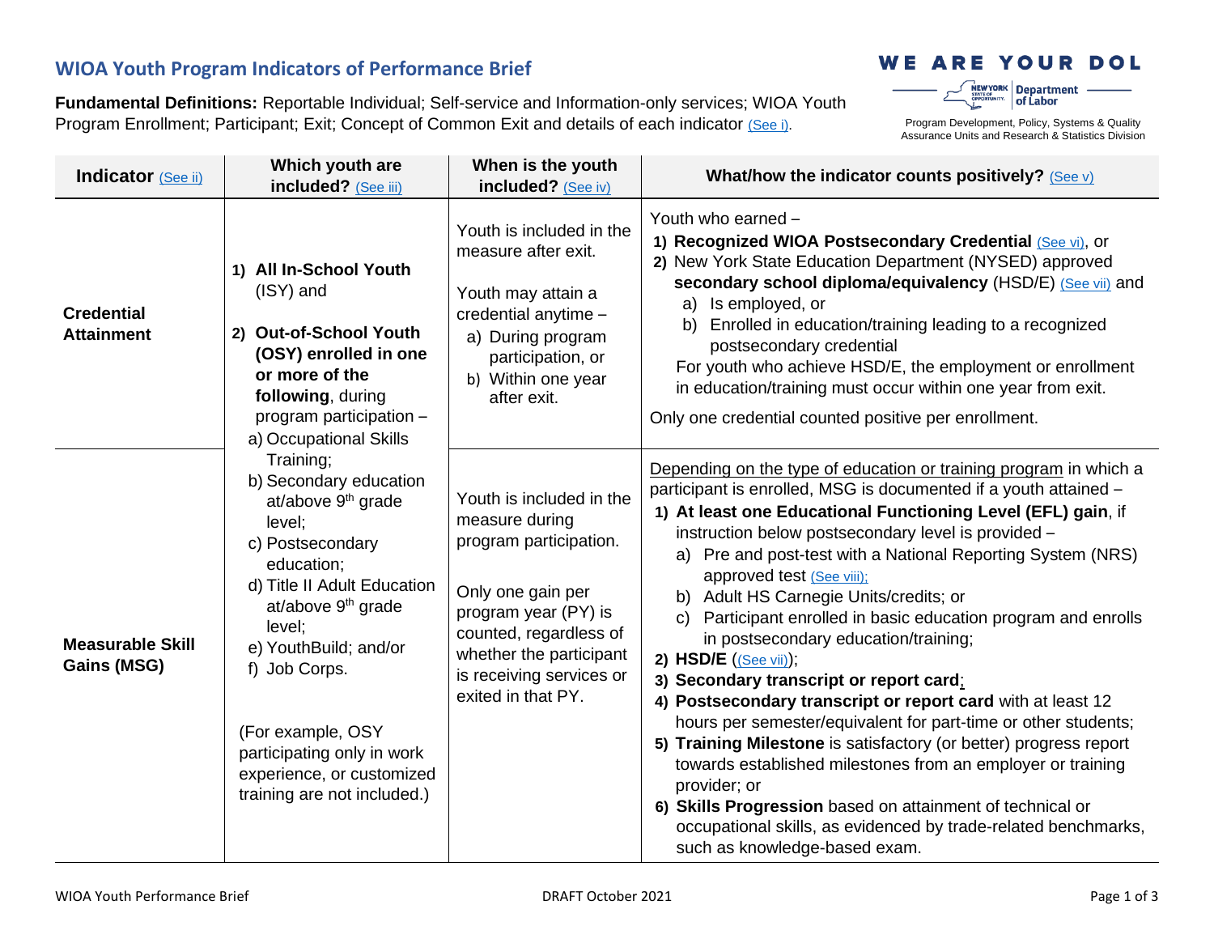# WIOA Youth Program Indicators of Performance Brief

WE ARE YOUR DOL

NEW YORK STATE OF OPPORTUNITY. Department of Labor

Program Development, Policy, Systems & Quality Assurance Units and Research & Statistics Division

**Fundamental Definitions:** Reportable Individual; Self-service and Information-only services; WIOA Youth Program Enrollment; Participant; Exit; Concept of Common Exit and details of each indicator (See i).

| **Indicator** (See ii) | **Which youth are included?** (See iii) | **When is the youth included?** (See iv) | **What/how the indicator counts positively?** (See v) |
|---|---|---|---|
| **Credential Attainment** | 1) **All In-School Youth** (ISY) and<br><br>2) **Out-of-School Youth (OSY) enrolled in one or more of the following**, during program participation –<br>a) Occupational Skills Training;<br>b) Secondary education at/above 9th grade level;<br>c) Postsecondary education;<br>d) Title II Adult Education at/above 9th grade level;<br>e) YouthBuild; and/or<br>f) Job Corps.<br><br>(For example, OSY participating only in work experience, or customized training are not included.) | Youth is included in the measure after exit.<br><br>Youth may attain a credential anytime –<br>a) During program participation, or<br>b) Within one year after exit. | Youth who earned –<br>1) **Recognized WIOA Postsecondary Credential** (See vi), or<br>2) New York State Education Department (NYSED) approved **secondary school diploma/equivalency** (HSD/E) (See vii) and<br>a) Is employed, or<br>b) Enrolled in education/training leading to a recognized postsecondary credential<br>For youth who achieve HSD/E, the employment or enrollment in education/training must occur within one year from exit.<br><br>Only one credential counted positive per enrollment. |
| **Measurable Skill Gains (MSG)** | | Youth is included in the measure during program participation.<br><br>Only one gain per program year (PY) is counted, regardless of whether the participant is receiving services or exited in that PY. | Depending on the type of education or training program in which a participant is enrolled, MSG is documented if a youth attained –<br>1) **At least one Educational Functioning Level (EFL) gain**, if instruction below postsecondary level is provided –<br>a) Pre and post-test with a National Reporting System (NRS) approved test (See viii);<br>b) Adult HS Carnegie Units/credits; or<br>c) Participant enrolled in basic education program and enrolls in postsecondary education/training;<br>2) **HSD/E** ((See vii));<br>3) **Secondary transcript or report card**;<br>4) **Postsecondary transcript or report card** with at least 12 hours per semester/equivalent for part-time or other students;<br>5) **Training Milestone** is satisfactory (or better) progress report towards established milestones from an employer or training provider; or<br>6) **Skills Progression** based on attainment of technical or occupational skills, as evidenced by trade-related benchmarks, such as knowledge-based exam. |

WIOA Youth Performance Brief DRAFT October 2021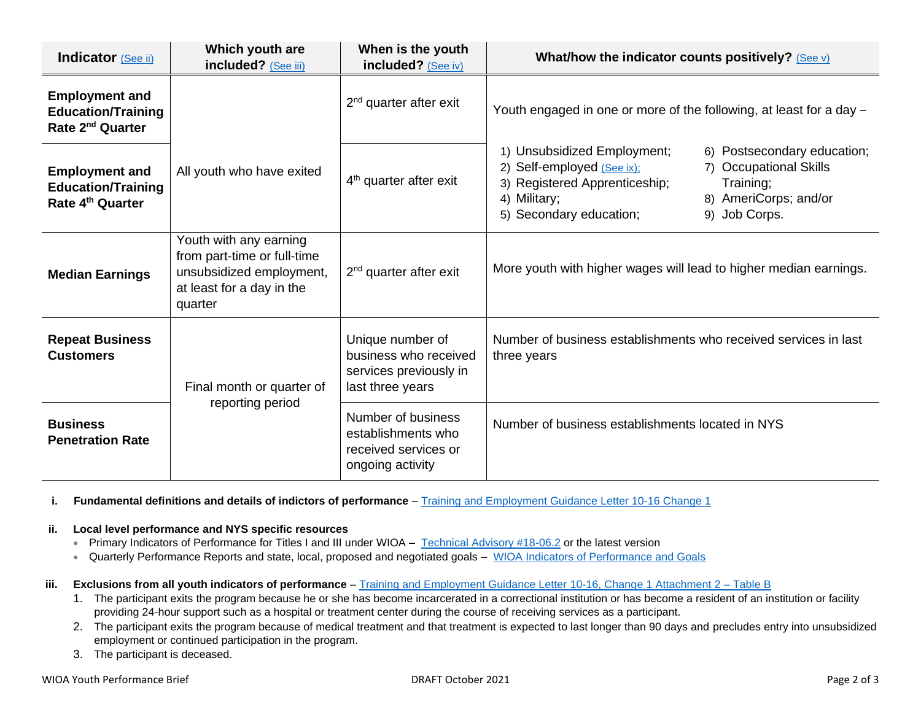| Indicator (See ii) | Which youth are included? (See iii) | When is the youth included? (See iv) | What/how the indicator counts positively? (See v) |
|---|---|---|---|
| **Employment and Education/Training Rate 2nd Quarter** | All youth who have exited | 2nd quarter after exit | Youth engaged in one or more of the following, at least for a day – 1) Unsubsidized Employment; 2) Self-employed (See ix); 3) Registered Apprenticeship; 4) Military; 5) Secondary education; 6) Postsecondary education; 7) Occupational Skills Training; 8) AmeriCorps; and/or 9) Job Corps. |
| **Employment and Education/Training Rate 4th Quarter** | All youth who have exited | 4th quarter after exit | Youth engaged in one or more of the following, at least for a day – 1) Unsubsidized Employment; 2) Self-employed (See ix); 3) Registered Apprenticeship; 4) Military; 5) Secondary education; 6) Postsecondary education; 7) Occupational Skills Training; 8) AmeriCorps; and/or 9) Job Corps. |
| **Median Earnings** | Youth with any earning from part-time or full-time unsubsidized employment, at least for a day in the quarter | 2nd quarter after exit | More youth with higher wages will lead to higher median earnings. |
| **Repeat Business Customers** | Final month or quarter of reporting period | Unique number of business who received services previously in last three years | Number of business establishments who received services in last three years |
| **Business Penetration Rate** | Final month or quarter of reporting period | Number of business establishments who received services or ongoing activity | Number of business establishments located in NYS |

i. **Fundamental definitions and details of indictors of performance** – Training and Employment Guidance Letter 10-16 Change 1

ii. **Local level performance and NYS specific resources**
- Primary Indicators of Performance for Titles I and III under WIOA – Technical Advisory #18-06.2 or the latest version
- Quarterly Performance Reports and state, local, proposed and negotiated goals – WIOA Indicators of Performance and Goals

iii. **Exclusions from all youth indicators of performance** – Training and Employment Guidance Letter 10-16, Change 1 Attachment 2 – Table B
1. The participant exits the program because he or she has become incarcerated in a correctional institution or has become a resident of an institution or facility providing 24-hour support such as a hospital or treatment center during the course of receiving services as a participant.
2. The participant exits the program because of medical treatment and that treatment is expected to last longer than 90 days and precludes entry into unsubsidized employment or continued participation in the program.
3. The participant is deceased.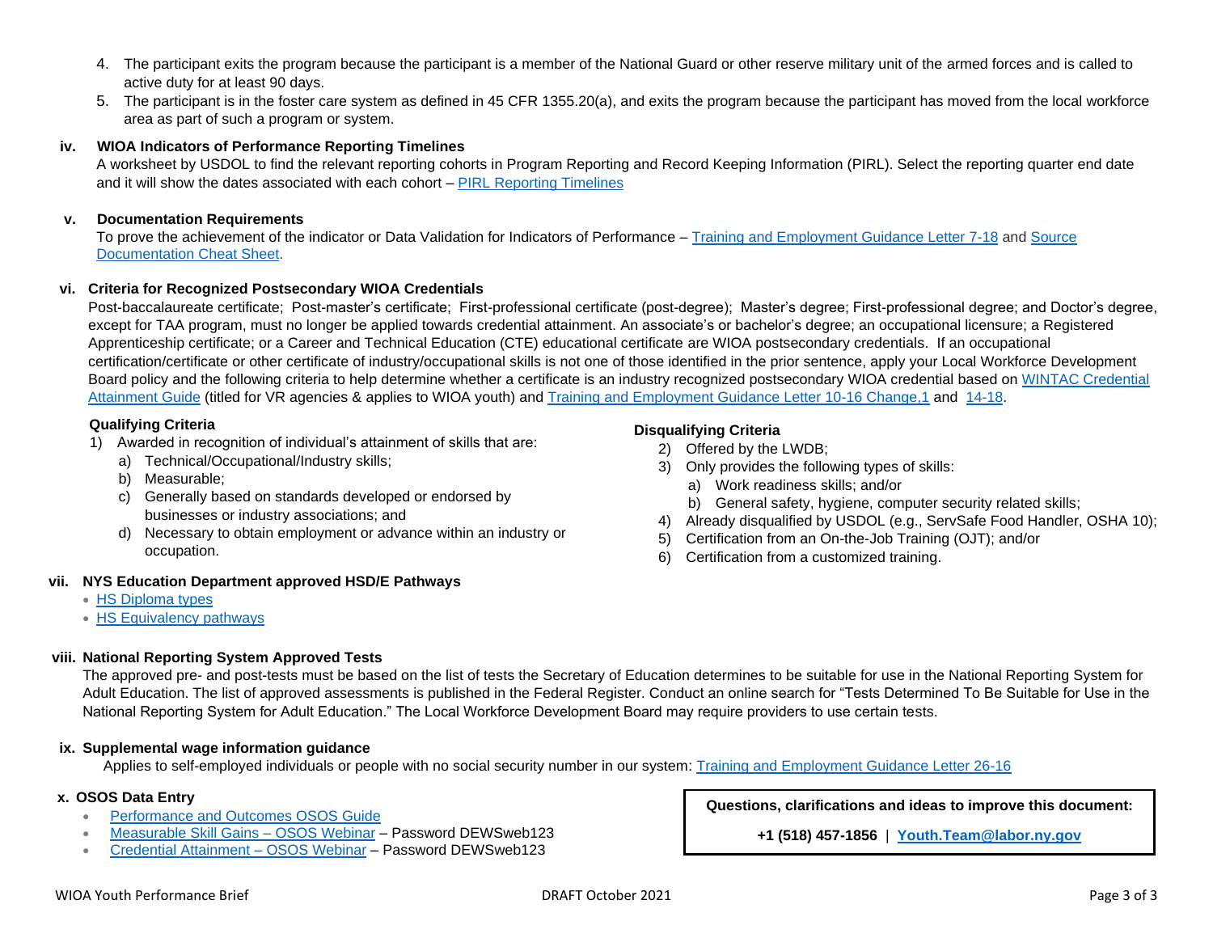4. The participant exits the program because the participant is a member of the National Guard or other reserve military unit of the armed forces and is called to active duty for at least 90 days.
5. The participant is in the foster care system as defined in 45 CFR 1355.20(a), and exits the program because the participant has moved from the local workforce area as part of such a program or system.

### iv. WIOA Indicators of Performance Reporting Timelines

A worksheet by USDOL to find the relevant reporting cohorts in Program Reporting and Record Keeping Information (PIRL). Select the reporting quarter end date and it will show the dates associated with each cohort – PIRL Reporting Timelines

### v. Documentation Requirements

To prove the achievement of the indicator or Data Validation for Indicators of Performance – Training and Employment Guidance Letter 7-18 and Source Documentation Cheat Sheet.

### vi. Criteria for Recognized Postsecondary WIOA Credentials

Post-baccalaureate certificate; Post-master's certificate; First-professional certificate (post-degree); Master's degree; First-professional degree; and Doctor's degree, except for TAA program, must no longer be applied towards credential attainment. An associate's or bachelor's degree; an occupational licensure; a Registered Apprenticeship certificate; or a Career and Technical Education (CTE) educational certificate are WIOA postsecondary credentials. If an occupational certification/certificate or other certificate of industry/occupational skills is not one of those identified in the prior sentence, apply your Local Workforce Development Board policy and the following criteria to help determine whether a certificate is an industry recognized postsecondary WIOA credential based on WINTAC Credential Attainment Guide (titled for VR agencies & applies to WIOA youth) and Training and Employment Guidance Letter 10-16 Change,1 and 14-18.

**Qualifying Criteria**

1) Awarded in recognition of individual's attainment of skills that are:
   a) Technical/Occupational/Industry skills;
   b) Measurable;
   c) Generally based on standards developed or endorsed by businesses or industry associations; and
   d) Necessary to obtain employment or advance within an industry or occupation.

**Disqualifying Criteria**

2) Offered by the LWDB;
3) Only provides the following types of skills:
   a) Work readiness skills; and/or
   b) General safety, hygiene, computer security related skills;
4) Already disqualified by USDOL (e.g., ServSafe Food Handler, OSHA 10);
5) Certification from an On-the-Job Training (OJT); and/or
6) Certification from a customized training.

### vii. NYS Education Department approved HSD/E Pathways

- HS Diploma types
- HS Equivalency pathways

### viii. National Reporting System Approved Tests

The approved pre- and post-tests must be based on the list of tests the Secretary of Education determines to be suitable for use in the National Reporting System for Adult Education. The list of approved assessments is published in the Federal Register. Conduct an online search for "Tests Determined To Be Suitable for Use in the National Reporting System for Adult Education." The Local Workforce Development Board may require providers to use certain tests.

### ix. Supplemental wage information guidance

Applies to self-employed individuals or people with no social security number in our system: Training and Employment Guidance Letter 26-16

### x. OSOS Data Entry

- Performance and Outcomes OSOS Guide
- Measurable Skill Gains – OSOS Webinar – Password DEWSweb123
- Credential Attainment – OSOS Webinar – Password DEWSweb123

**Questions, clarifications and ideas to improve this document:**

**+1 (518) 457-1856** | **Youth.Team@labor.ny.gov**